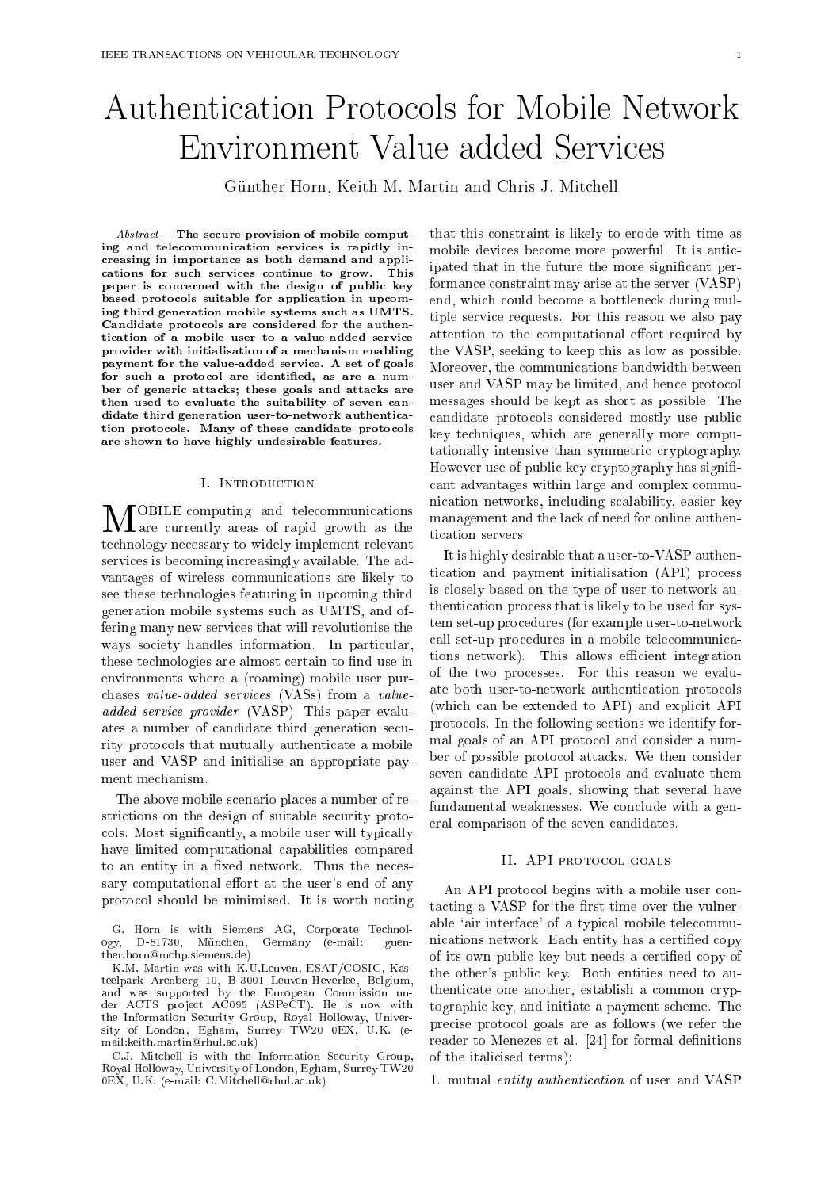# Authentication Protocols for Mobile Network Environment Value-added Services

Günther Horn, Keith M. Martin and Chris J. Mitchell

***Abstract*— The secure provision of mobile computing and telecommunication services is rapidly increasing in importance as both demand and applications for such services continue to grow. This paper is concerned with the design of public key based protocols suitable for application in upcoming third generation mobile systems such as UMTS. Candidate protocols are considered for the authentication of a mobile user to a value-added service provider with initialisation of a mechanism enabling payment for the value-added service. A set of goals for such a protocol are identified, as are a number of generic attacks; these goals and attacks are then used to evaluate the suitability of seven candidate third generation user-to-network authentication protocols. Many of these candidate protocols are shown to have highly undesirable features.**

## I. Introduction

Mobile computing and telecommunications are currently areas of rapid growth as the technology necessary to widely implement relevant services is becoming increasingly available. The advantages of wireless communications are likely to see these technologies featuring in upcoming third generation mobile systems such as UMTS, and offering many new services that will revolutionise the ways society handles information. In particular, these technologies are almost certain to find use in environments where a (roaming) mobile user purchases *value-added services* (VASs) from a *value-added service provider* (VASP). This paper evaluates a number of candidate third generation security protocols that mutually authenticate a mobile user and VASP and initialise an appropriate payment mechanism.

The above mobile scenario places a number of restrictions on the design of suitable security protocols. Most significantly, a mobile user will typically have limited computational capabilities compared to an entity in a fixed network. Thus the necessary computational effort at the user's end of any protocol should be minimised. It is worth noting that this constraint is likely to erode with time as mobile devices become more powerful. It is anticipated that in the future the more significant performance constraint may arise at the server (VASP) end, which could become a bottleneck during multiple service requests. For this reason we also pay attention to the computational effort required by the VASP, seeking to keep this as low as possible. Moreover, the communications bandwidth between user and VASP may be limited, and hence protocol messages should be kept as short as possible. The candidate protocols considered mostly use public key techniques, which are generally more computationally intensive than symmetric cryptography. However use of public key cryptography has significant advantages within large and complex communication networks, including scalability, easier key management and the lack of need for online authentication servers.

It is highly desirable that a user-to-VASP authentication and payment initialisation (API) process is closely based on the type of user-to-network authentication process that is likely to be used for system set-up procedures (for example user-to-network call set-up procedures in a mobile telecommunications network). This allows efficient integration of the two processes. For this reason we evaluate both user-to-network authentication protocols (which can be extended to API) and explicit API protocols. In the following sections we identify formal goals of an API protocol and consider a number of possible protocol attacks. We then consider seven candidate API protocols and evaluate them against the API goals, showing that several have fundamental weaknesses. We conclude with a general comparison of the seven candidates.

G. Horn is with Siemens AG, Corporate Technology, D-81730, München, Germany (e-mail: guenther.horn@mchp.siemens.de)

K.M. Martin was with K.U.Leuven, ESAT/COSIC, Kasteelpark Arenberg 10, B-3001 Leuven-Heverlee, Belgium, and was supported by the European Commission under ACTS project AC095 (ASPeCT). He is now with the Information Security Group, Royal Holloway, University of London, Egham, Surrey TW20 0EX, U.K. (e-mail:keith.martin@rhul.ac.uk)

C.J. Mitchell is with the Information Security Group, Royal Holloway, University of London, Egham, Surrey TW20 0EX, U.K. (e-mail: C.Mitchell@rhul.ac.uk)

## II. API protocol goals

An API protocol begins with a mobile user contacting a VASP for the first time over the vulnerable 'air interface' of a typical mobile telecommunications network. Each entity has a certified copy of its own public key but needs a certified copy of the other's public key. Both entities need to authenticate one another, establish a common cryptographic key, and initiate a payment scheme. The precise protocol goals are as follows (we refer the reader to Menezes et al. [24] for formal definitions of the italicised terms):

1. mutual *entity authentication* of user and VASP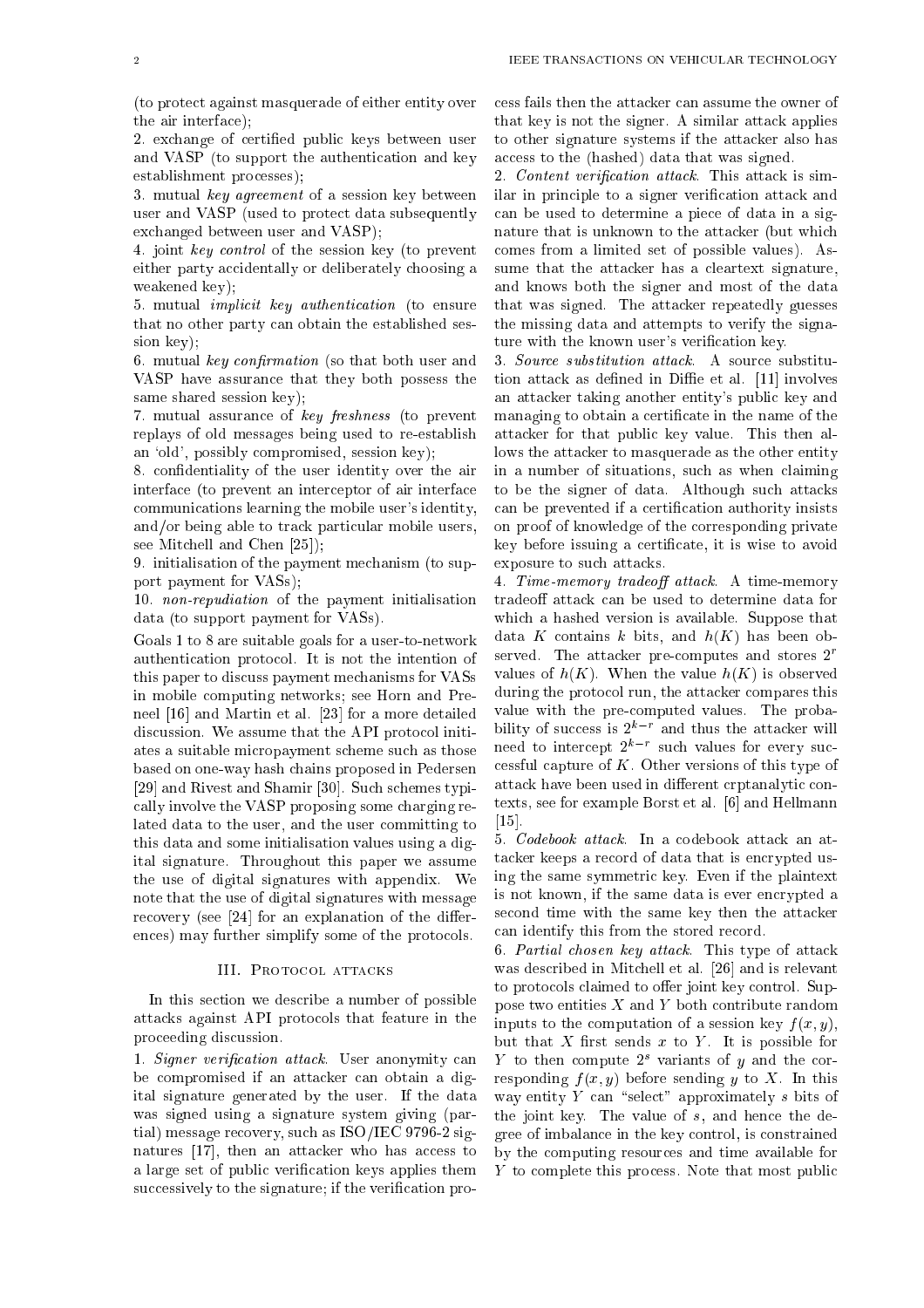(to protect against masquerade of either entity over the air interface);

2. exchange of certified public keys between user and VASP (to support the authentication and key establishment processes);

3. mutual *key agreement* of a session key between user and VASP (used to protect data subsequently exchanged between user and VASP);

4. joint *key control* of the session key (to prevent either party accidentally or deliberately choosing a weakened key);

5. mutual *implicit key authentication* (to ensure that no other party can obtain the established session key);

6. mutual *key confirmation* (so that both user and VASP have assurance that they both possess the same shared session key);

7. mutual assurance of *key freshness* (to prevent replays of old messages being used to re-establish an 'old', possibly compromised, session key);

8. confidentiality of the user identity over the air interface (to prevent an interceptor of air interface communications learning the mobile user's identity, and/or being able to track particular mobile users, see Mitchell and Chen [25]);

9. initialisation of the payment mechanism (to support payment for VASs);

10. *non-repudiation* of the payment initialisation data (to support payment for VASs).

Goals 1 to 8 are suitable goals for a user-to-network authentication protocol. It is not the intention of this paper to discuss payment mechanisms for VASs in mobile computing networks; see Horn and Preneel [16] and Martin et al. [23] for a more detailed discussion. We assume that the API protocol initiates a suitable micropayment scheme such as those based on one-way hash chains proposed in Pedersen [29] and Rivest and Shamir [30]. Such schemes typically involve the VASP proposing some charging related data to the user, and the user committing to this data and some initialisation values using a digital signature. Throughout this paper we assume the use of digital signatures with appendix. We note that the use of digital signatures with message recovery (see [24] for an explanation of the differences) may further simplify some of the protocols.

## III. Protocol attacks

In this section we describe a number of possible attacks against API protocols that feature in the proceeding discussion.

1. *Signer verification attack*. User anonymity can be compromised if an attacker can obtain a digital signature generated by the user. If the data was signed using a signature system giving (partial) message recovery, such as ISO/IEC 9796-2 signatures [17], then an attacker who has access to a large set of public verification keys applies them successively to the signature; if the verification process fails then the attacker can assume the owner of that key is not the signer. A similar attack applies to other signature systems if the attacker also has access to the (hashed) data that was signed.

2. *Content verification attack*. This attack is similar in principle to a signer verification attack and can be used to determine a piece of data in a signature that is unknown to the attacker (but which comes from a limited set of possible values). Assume that the attacker has a cleartext signature, and knows both the signer and most of the data that was signed. The attacker repeatedly guesses the missing data and attempts to verify the signature with the known user's verification key.

3. *Source substitution attack*. A source substitution attack as defined in Diffie et al. [11] involves an attacker taking another entity's public key and managing to obtain a certificate in the name of the attacker for that public key value. This then allows the attacker to masquerade as the other entity in a number of situations, such as when claiming to be the signer of data. Although such attacks can be prevented if a certification authority insists on proof of knowledge of the corresponding private key before issuing a certificate, it is wise to avoid exposure to such attacks.

4. *Time-memory tradeoff attack*. A time-memory tradeoff attack can be used to determine data for which a hashed version is available. Suppose that data $K$ contains $k$ bits, and $h(K)$ has been observed. The attacker pre-computes and stores $2^r$ values of $h(K)$. When the value $h(K)$ is observed during the protocol run, the attacker compares this value with the pre-computed values. The probability of success is $2^{k-r}$ and thus the attacker will need to intercept $2^{k-r}$ such values for every successful capture of $K$. Other versions of this type of attack have been used in different crptanalytic contexts, see for example Borst et al. [6] and Hellmann [15].

5. *Codebook attack*. In a codebook attack an attacker keeps a record of data that is encrypted using the same symmetric key. Even if the plaintext is not known, if the same data is ever encrypted a second time with the same key then the attacker can identify this from the stored record.

6. *Partial chosen key attack*. This type of attack was described in Mitchell et al. [26] and is relevant to protocols claimed to offer joint key control. Suppose two entities $X$ and $Y$ both contribute random inputs to the computation of a session key $f(x, y)$, but that $X$ first sends $x$ to $Y$. It is possible for $Y$ to then compute $2^s$ variants of $y$ and the corresponding $f(x, y)$ before sending $y$ to $X$. In this way entity $Y$ can "select" approximately $s$ bits of the joint key. The value of $s$, and hence the degree of imbalance in the key control, is constrained by the computing resources and time available for $Y$ to complete this process. Note that most public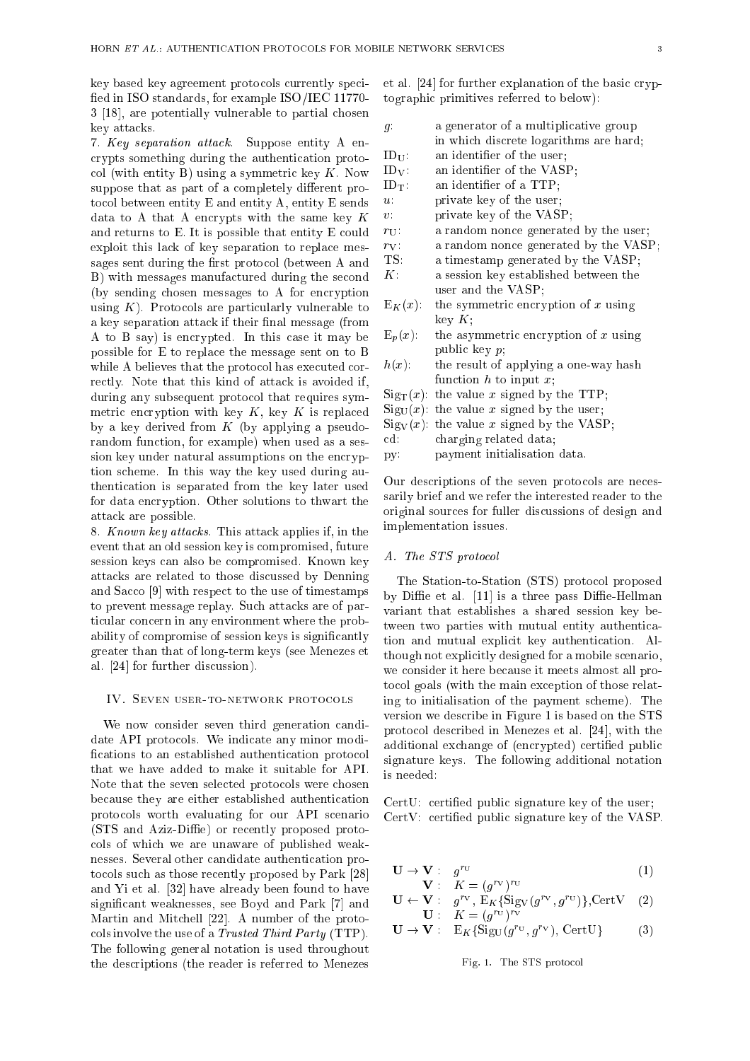key based key agreement protocols currently specified in ISO standards, for example ISO/IEC 11770-3 [18], are potentially vulnerable to partial chosen key attacks.

7. *Key separation attack.* Suppose entity A encrypts something during the authentication protocol (with entity B) using a symmetric key $K$. Now suppose that as part of a completely different protocol between entity E and entity A, entity E sends data to A that A encrypts with the same key $K$ and returns to E. It is possible that entity E could exploit this lack of key separation to replace messages sent during the first protocol (between A and B) with messages manufactured during the second (by sending chosen messages to A for encryption using $K$). Protocols are particularly vulnerable to a key separation attack if their final message (from A to B say) is encrypted. In this case it may be possible for E to replace the message sent on to B while A believes that the protocol has executed correctly. Note that this kind of attack is avoided if, during any subsequent protocol that requires symmetric encryption with key $K$, key $K$ is replaced by a key derived from $K$ (by applying a pseudo-random function, for example) when used as a session key under natural assumptions on the encryption scheme. In this way the key used during authentication is separated from the key later used for data encryption. Other solutions to thwart the attack are possible.

8. *Known key attacks.* This attack applies if, in the event that an old session key is compromised, future session keys can also be compromised. Known key attacks are related to those discussed by Denning and Sacco [9] with respect to the use of timestamps to prevent message replay. Such attacks are of particular concern in any environment where the probability of compromise of session keys is significantly greater than that of long-term keys (see Menezes et al. [24] for further discussion).

## IV. Seven user-to-network protocols

We now consider seven third generation candidate API protocols. We indicate any minor modifications to an established authentication protocol that we have added to make it suitable for API. Note that the seven selected protocols were chosen because they are either established authentication protocols worth evaluating for our API scenario (STS and Aziz-Diffie) or recently proposed protocols of which we are unaware of published weaknesses. Several other candidate authentication protocols such as those recently proposed by Park [28] and Yi et al. [32] have already been found to have significant weaknesses, see Boyd and Park [7] and Martin and Mitchell [22]. A number of the protocols involve the use of a *Trusted Third Party* (TTP). The following general notation is used throughout the descriptions (the reader is referred to Menezes et al. [24] for further explanation of the basic cryptographic primitives referred to below):

- $g$: a generator of a multiplicative group in which discrete logarithms are hard;
- $\mathrm{ID_U}$: an identifier of the user;
- $\mathrm{ID_V}$: an identifier of the VASP;
- $\mathrm{ID_T}$: an identifier of a TTP;
- $u$: private key of the user;
- $v$: private key of the VASP;
- $r_\mathrm{U}$: a random nonce generated by the user;
- $r_\mathrm{V}$: a random nonce generated by the VASP;
- TS: a timestamp generated by the VASP;
- $K$: a session key established between the user and the VASP;
- $\mathrm{E}_K(x)$: the symmetric encryption of $x$ using key $K$;
- $\mathrm{E}_p(x)$: the asymmetric encryption of $x$ using public key $p$;
- $h(x)$: the result of applying a one-way hash function $h$ to input $x$;
- $\mathrm{Sig_T}(x)$: the value $x$ signed by the TTP;
- $\mathrm{Sig_U}(x)$: the value $x$ signed by the user;
- $\mathrm{Sig_V}(x)$: the value $x$ signed by the VASP;
- cd: charging related data;
- py: payment initialisation data.

Our descriptions of the seven protocols are necessarily brief and we refer the interested reader to the original sources for fuller discussions of design and implementation issues.

### A. The STS protocol

The Station-to-Station (STS) protocol proposed by Diffie et al. [11] is a three pass Diffie-Hellman variant that establishes a shared session key between two parties with mutual entity authentication and mutual explicit key authentication. Although not explicitly designed for a mobile scenario, we consider it here because it meets almost all protocol goals (with the main exception of those relating to initialisation of the payment scheme). The version we describe in Figure 1 is based on the STS protocol described in Menezes et al. [24], with the additional exchange of (encrypted) certified public signature keys. The following additional notation is needed:

CertU: certified public signature key of the user;
CertV: certified public signature key of the VASP.

$$
\begin{array}{lll}
\mathbf{U} \rightarrow \mathbf{V}: & g^{r_\mathrm{U}} & (1) \\
\quad\ \mathbf{V}: & K = (g^{r_\mathrm{V}})^{r_\mathrm{U}} & \\
\mathbf{U} \leftarrow \mathbf{V}: & g^{r_\mathrm{V}},\ \mathrm{E}_K\{\mathrm{Sig_V}(g^{r_\mathrm{V}}, g^{r_\mathrm{U}})\}, \mathrm{CertV} & (2) \\
\quad\ \mathbf{U}: & K = (g^{r_\mathrm{U}})^{r_\mathrm{V}} & \\
\mathbf{U} \rightarrow \mathbf{V}: & \mathrm{E}_K\{\mathrm{Sig_U}(g^{r_\mathrm{U}}, g^{r_\mathrm{V}}),\ \mathrm{CertU}\} & (3)
\end{array}
$$

Fig. 1. The STS protocol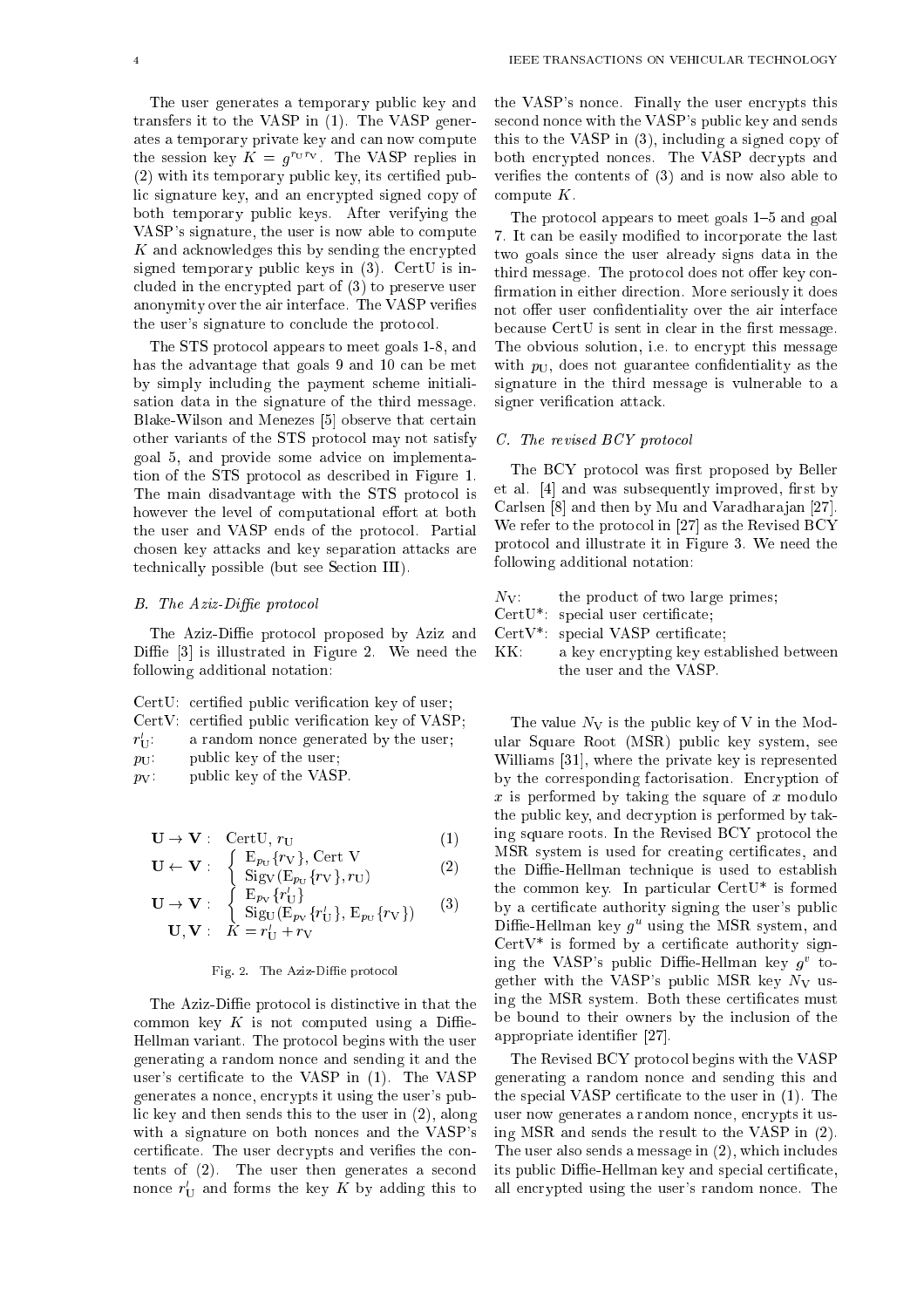The user generates a temporary public key and transfers it to the VASP in (1). The VASP generates a temporary private key and can now compute the session key $K = g^{r_U r_V}$. The VASP replies in (2) with its temporary public key, its certified public signature key, and an encrypted signed copy of both temporary public keys. After verifying the VASP's signature, the user is now able to compute $K$ and acknowledges this by sending the encrypted signed temporary public keys in (3). CertU is included in the encrypted part of (3) to preserve user anonymity over the air interface. The VASP verifies the user's signature to conclude the protocol.

The STS protocol appears to meet goals 1-8, and has the advantage that goals 9 and 10 can be met by simply including the payment scheme initialisation data in the signature of the third message. Blake-Wilson and Menezes [5] observe that certain other variants of the STS protocol may not satisfy goal 5, and provide some advice on implementation of the STS protocol as described in Figure 1. The main disadvantage with the STS protocol is however the level of computational effort at both the user and VASP ends of the protocol. Partial chosen key attacks and key separation attacks are technically possible (but see Section III).

### B. The Aziz-Diffie protocol

The Aziz-Diffie protocol proposed by Aziz and Diffie [3] is illustrated in Figure 2. We need the following additional notation:

- CertU: certified public verification key of user;
- CertV: certified public verification key of VASP;
- $r'_U$: a random nonce generated by the user;
- $p_U$: public key of the user;
- $p_V$: public key of the VASP.

$$
\begin{array}{rll}
\mathbf{U} \rightarrow \mathbf{V}: & \text{CertU}, r_U & (1) \\
\mathbf{U} \leftarrow \mathbf{V}: & \left\{ \begin{array}{l} E_{p_U}\{r_V\}, \text{Cert V} \\ \text{Sig}_V(E_{p_U}\{r_V\}, r_U) \end{array} \right. & (2) \\
\mathbf{U} \rightarrow \mathbf{V}: & \left\{ \begin{array}{l} E_{p_V}\{r'_U\} \\ \text{Sig}_U(E_{p_V}\{r'_U\}, E_{p_U}\{r_V\}) \end{array} \right. & (3) \\
\mathbf{U}, \mathbf{V}: & K = r'_U + r_V &
\end{array}
$$

Fig. 2. The Aziz-Diffie protocol

The Aziz-Diffie protocol is distinctive in that the common key $K$ is not computed using a Diffie-Hellman variant. The protocol begins with the user generating a random nonce and sending it and the user's certificate to the VASP in (1). The VASP generates a nonce, encrypts it using the user's public key and then sends this to the user in (2), along with a signature on both nonces and the VASP's certificate. The user decrypts and verifies the contents of (2). The user then generates a second nonce $r'_U$ and forms the key $K$ by adding this to the VASP's nonce. Finally the user encrypts this second nonce with the VASP's public key and sends this to the VASP in (3), including a signed copy of both encrypted nonces. The VASP decrypts and verifies the contents of (3) and is now also able to compute $K$.

The protocol appears to meet goals 1–5 and goal 7. It can be easily modified to incorporate the last two goals since the user already signs data in the third message. The protocol does not offer key confirmation in either direction. More seriously it does not offer user confidentiality over the air interface because CertU is sent in clear in the first message. The obvious solution, i.e. to encrypt this message with $p_U$, does not guarantee confidentiality as the signature in the third message is vulnerable to a signer verification attack.

### C. The revised BCY protocol

The BCY protocol was first proposed by Beller et al. [4] and was subsequently improved, first by Carlsen [8] and then by Mu and Varadharajan [27]. We refer to the protocol in [27] as the Revised BCY protocol and illustrate it in Figure 3. We need the following additional notation:

- $N_V$: the product of two large primes;
- CertU*: special user certificate;
- CertV*: special VASP certificate;
- KK: a key encrypting key established between the user and the VASP.

The value $N_V$ is the public key of V in the Modular Square Root (MSR) public key system, see Williams [31], where the private key is represented by the corresponding factorisation. Encryption of $x$ is performed by taking the square of $x$ modulo the public key, and decryption is performed by taking square roots. In the Revised BCY protocol the MSR system is used for creating certificates, and the Diffie-Hellman technique is used to establish the common key. In particular CertU* is formed by a certificate authority signing the user's public Diffie-Hellman key $g^u$ using the MSR system, and CertV* is formed by a certificate authority signing the VASP's public Diffie-Hellman key $g^v$ together with the VASP's public MSR key $N_V$ using the MSR system. Both these certificates must be bound to their owners by the inclusion of the appropriate identifier [27].

The Revised BCY protocol begins with the VASP generating a random nonce and sending this and the special VASP certificate to the user in (1). The user now generates a random nonce, encrypts it using MSR and sends the result to the VASP in (2). The user also sends a message in (2), which includes its public Diffie-Hellman key and special certificate, all encrypted using the user's random nonce. The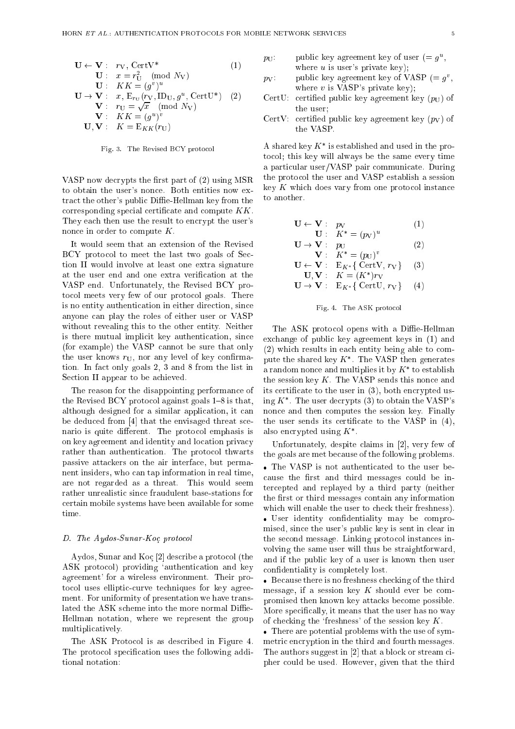$$
\begin{aligned}
\mathbf{U} \leftarrow \mathbf{V}: &\quad r_{\mathrm{V}},\ \mathrm{CertV}^* \qquad (1)\\
\mathbf{U}: &\quad x = r_{\mathrm{U}}^2 \pmod{N_{\mathrm{V}}}\\
\mathbf{U}: &\quad KK = (g^v)^u\\
\mathbf{U} \rightarrow \mathbf{V}: &\quad x,\ \mathrm{E}_{r_{\mathrm{U}}}(r_{\mathrm{V}}, \mathrm{ID}_{\mathrm{U}}, g^u, \mathrm{CertU}^*) \qquad (2)\\
\mathbf{V}: &\quad r_{\mathrm{U}} = \sqrt{x} \pmod{N_{\mathrm{V}}}\\
\mathbf{V}: &\quad KK = (g^u)^v\\
\mathbf{U}, \mathbf{V}: &\quad K = \mathrm{E}_{KK}(r_{\mathrm{U}})
\end{aligned}
$$

Fig. 3. The Revised BCY protocol

VASP now decrypts the first part of (2) using MSR to obtain the user's nonce. Both entities now extract the other's public Diffie-Hellman key from the corresponding special certificate and compute $KK$. They each then use the result to encrypt the user's nonce in order to compute $K$.

It would seem that an extension of the Revised BCY protocol to meet the last two goals of Section II would involve at least one extra signature at the user end and one extra verification at the VASP end. Unfortunately, the Revised BCY protocol meets very few of our protocol goals. There is no entity authentication in either direction, since anyone can play the roles of either user or VASP without revealing this to the other entity. Neither is there mutual implicit key authentication, since (for example) the VASP cannot be sure that only the user knows $r_{\mathrm{U}}$, nor any level of key confirmation. In fact only goals 2, 3 and 8 from the list in Section II appear to be achieved.

The reason for the disappointing performance of the Revised BCY protocol against goals 1–8 is that, although designed for a similar application, it can be deduced from [4] that the envisaged threat scenario is quite different. The protocol emphasis is on key agreement and identity and location privacy rather than authentication. The protocol thwarts passive attackers on the air interface, but permanent insiders, who can tap information in real time, are not regarded as a threat. This would seem rather unrealistic since fraudulent base-stations for certain mobile systems have been available for some time.

### D. The Aydos-Sunar-Koç protocol

Aydos, Sunar and Koç [2] describe a protocol (the ASK protocol) providing 'authentication and key agreement' for a wireless environment. Their protocol uses elliptic-curve techniques for key agreement. For uniformity of presentation we have translated the ASK scheme into the more normal Diffie-Hellman notation, where we represent the group multiplicatively.

The ASK Protocol is as described in Figure 4. The protocol specification uses the following additional notation:

- $p_{\mathrm{U}}$: public key agreement key of user ($= g^u$, where $u$ is user's private key);
- $p_{\mathrm{V}}$: public key agreement key of VASP ($= g^v$, where $v$ is VASP's private key);
- CertU: certified public key agreement key ($p_{\mathrm{U}}$) of the user;
- CertV: certified public key agreement key ($p_{\mathrm{V}}$) of the VASP.

A shared key $K^*$ is established and used in the protocol; this key will always be the same every time a particular user/VASP pair communicate. During the protocol the user and VASP establish a session key $K$ which does vary from one protocol instance to another.

$$
\begin{aligned}
\mathbf{U} \leftarrow \mathbf{V}: &\quad p_{\mathrm{V}} \qquad (1)\\
\mathbf{U}: &\quad K^* = (p_{\mathrm{V}})^u\\
\mathbf{U} \rightarrow \mathbf{V}: &\quad p_{\mathrm{U}} \qquad (2)\\
\mathbf{V}: &\quad K^* = (p_{\mathrm{U}})^v\\
\mathbf{U} \leftarrow \mathbf{V}: &\quad \mathrm{E}_{K^*}\{\mathrm{CertV}, r_{\mathrm{V}}\} \qquad (3)\\
\mathbf{U}, \mathbf{V}: &\quad K = (K^*) r_{\mathrm{V}}\\
\mathbf{U} \rightarrow \mathbf{V}: &\quad \mathrm{E}_{K^*}\{\mathrm{CertU}, r_{\mathrm{V}}\} \qquad (4)
\end{aligned}
$$

Fig. 4. The ASK protocol

The ASK protocol opens with a Diffie-Hellman exchange of public key agreement keys in (1) and (2) which results in each entity being able to compute the shared key $K^*$. The VASP then generates a random nonce and multiplies it by $K^*$ to establish the session key $K$. The VASP sends this nonce and its certificate to the user in (3), both encrypted using $K^*$. The user decrypts (3) to obtain the VASP's nonce and then computes the session key. Finally the user sends its certificate to the VASP in (4), also encrypted using $K^*$.

Unfortunately, despite claims in [2], very few of the goals are met because of the following problems.

- The VASP is not authenticated to the user because the first and third messages could be intercepted and replayed by a third party (neither the first or third messages contain any information which will enable the user to check their freshness).
- User identity confidentiality may be compromised, since the user's public key is sent in clear in the second message. Linking protocol instances involving the same user will thus be straightforward, and if the public key of a user is known then user confidentiality is completely lost.
- Because there is no freshness checking of the third message, if a session key $K$ should ever be compromised then known key attacks become possible. More specifically, it means that the user has no way of checking the 'freshness' of the session key $K$.
- There are potential problems with the use of symmetric encryption in the third and fourth messages. The authors suggest in [2] that a block or stream cipher could be used. However, given that the third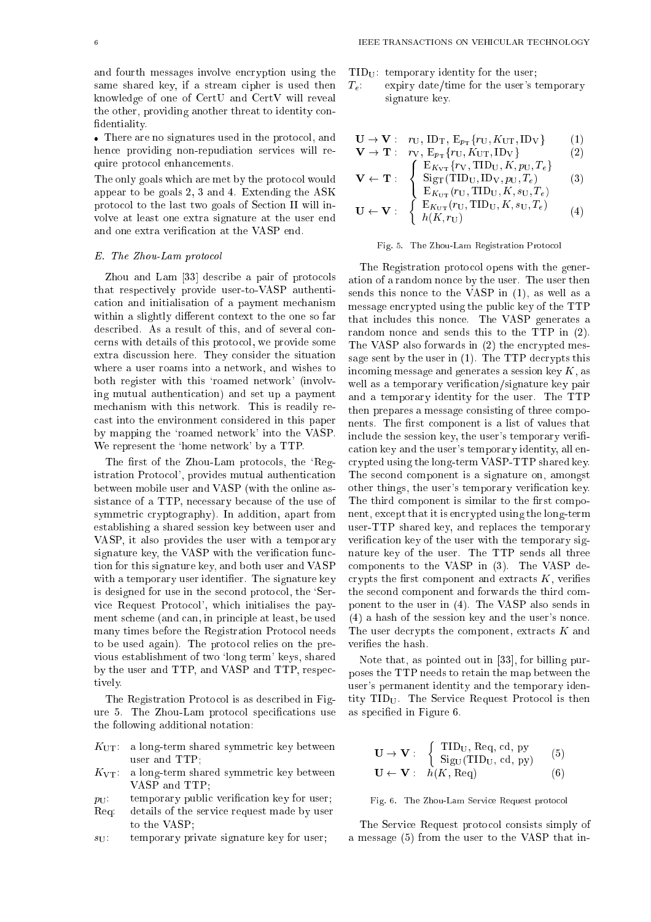and fourth messages involve encryption using the same shared key, if a stream cipher is used then knowledge of one of CertU and CertV will reveal the other, providing another threat to identity confidentiality.

- There are no signatures used in the protocol, and hence providing non-repudiation services will require protocol enhancements.

The only goals which are met by the protocol would appear to be goals 2, 3 and 4. Extending the ASK protocol to the last two goals of Section II will involve at least one extra signature at the user end and one extra verification at the VASP end.

### *E. The Zhou-Lam protocol*

Zhou and Lam [33] describe a pair of protocols that respectively provide user-to-VASP authentication and initialisation of a payment mechanism within a slightly different context to the one so far described. As a result of this, and of several concerns with details of this protocol, we provide some extra discussion here. They consider the situation where a user roams into a network, and wishes to both register with this 'roamed network' (involving mutual authentication) and set up a payment mechanism with this network. This is readily recast into the environment considered in this paper by mapping the 'roamed network' into the VASP. We represent the 'home network' by a TTP.

The first of the Zhou-Lam protocols, the 'Registration Protocol', provides mutual authentication between mobile user and VASP (with the online assistance of a TTP, necessary because of the use of symmetric cryptography). In addition, apart from establishing a shared session key between user and VASP, it also provides the user with a temporary signature key, the VASP with the verification function for this signature key, and both user and VASP with a temporary user identifier. The signature key is designed for use in the second protocol, the 'Service Request Protocol', which initialises the payment scheme (and can, in principle at least, be used many times before the Registration Protocol needs to be used again). The protocol relies on the previous establishment of two 'long term' keys, shared by the user and TTP, and VASP and TTP, respectively.

The Registration Protocol is as described in Figure 5. The Zhou-Lam protocol specifications use the following additional notation:

- $K_{\mathrm{UT}}$: a long-term shared symmetric key between user and TTP;
- $K_{\mathrm{VT}}$: a long-term shared symmetric key between VASP and TTP;
- $p_{\mathrm{U}}$: temporary public verification key for user;
- Req: details of the service request made by user to the VASP;
- $s_{\mathrm{U}}$: temporary private signature key for user;
- $\mathrm{TID_U}$: temporary identity for the user;
- $T_e$: expiry date/time for the user's temporary signature key.

$$
\begin{array}{lll}
\mathbf{U} \rightarrow \mathbf{V}: & r_{\mathrm{U}},\, \mathrm{ID_T},\, \mathrm{E}_{p_{\mathrm{T}}}\{r_{\mathrm{U}}, K_{\mathrm{UT}}, \mathrm{ID_V}\} & (1) \\
\mathbf{V} \rightarrow \mathbf{T}: & r_{\mathrm{V}},\, \mathrm{E}_{p_{\mathrm{T}}}\{r_{\mathrm{U}}, K_{\mathrm{UT}}, \mathrm{ID_V}\} & (2) \\
\mathbf{V} \leftarrow \mathbf{T}: & \left\{ \begin{array}{l} \mathrm{E}_{K_{\mathrm{VT}}}\{r_{\mathrm{V}}, \mathrm{TID_U}, K, p_{\mathrm{U}}, T_e\} \\ \mathrm{Sig_T}(\mathrm{TID_U}, \mathrm{ID_V}, p_{\mathrm{U}}, T_e) \\ \mathrm{E}_{K_{\mathrm{UT}}}(r_{\mathrm{U}}, \mathrm{TID_U}, K, s_{\mathrm{U}}, T_e) \end{array} \right. & (3) \\
\mathbf{U} \leftarrow \mathbf{V}: & \left\{ \begin{array}{l} \mathrm{E}_{K_{\mathrm{UT}}}(r_{\mathrm{U}}, \mathrm{TID_U}, K, s_{\mathrm{U}}, T_e) \\ h(K, r_{\mathrm{U}}) \end{array} \right. & (4)
\end{array}
$$

Fig. 5. The Zhou-Lam Registration Protocol

The Registration protocol opens with the generation of a random nonce by the user. The user then sends this nonce to the VASP in (1), as well as a message encrypted using the public key of the TTP that includes this nonce. The VASP generates a random nonce and sends this to the TTP in (2). The VASP also forwards in (2) the encrypted message sent by the user in (1). The TTP decrypts this incoming message and generates a session key $K$, as well as a temporary verification/signature key pair and a temporary identity for the user. The TTP then prepares a message consisting of three components. The first component is a list of values that include the session key, the user's temporary verification key and the user's temporary identity, all encrypted using the long-term VASP-TTP shared key. The second component is a signature on, amongst other things, the user's temporary verification key. The third component is similar to the first component, except that it is encrypted using the long-term user-TTP shared key, and replaces the temporary verification key of the user with the temporary signature key of the user. The TTP sends all three components to the VASP in (3). The VASP decrypts the first component and extracts $K$, verifies the second component and forwards the third component to the user in (4). The VASP also sends in (4) a hash of the session key and the user's nonce. The user decrypts the component, extracts $K$ and verifies the hash.

Note that, as pointed out in [33], for billing purposes the TTP needs to retain the map between the user's permanent identity and the temporary identity $\mathrm{TID_U}$. The Service Request Protocol is then as specified in Figure 6.

$$
\begin{array}{lll}
\mathbf{U} \rightarrow \mathbf{V}: & \left\{ \begin{array}{l} \mathrm{TID_U},\, \mathrm{Req},\, \mathrm{cd},\, \mathrm{py} \\ \mathrm{Sig_U}(\mathrm{TID_U}, \mathrm{cd}, \mathrm{py}) \end{array} \right. & (5) \\
\mathbf{U} \leftarrow \mathbf{V}: & h(K, \mathrm{Req}) & (6)
\end{array}
$$

Fig. 6. The Zhou-Lam Service Request protocol

The Service Request protocol consists simply of a message (5) from the user to the VASP that in-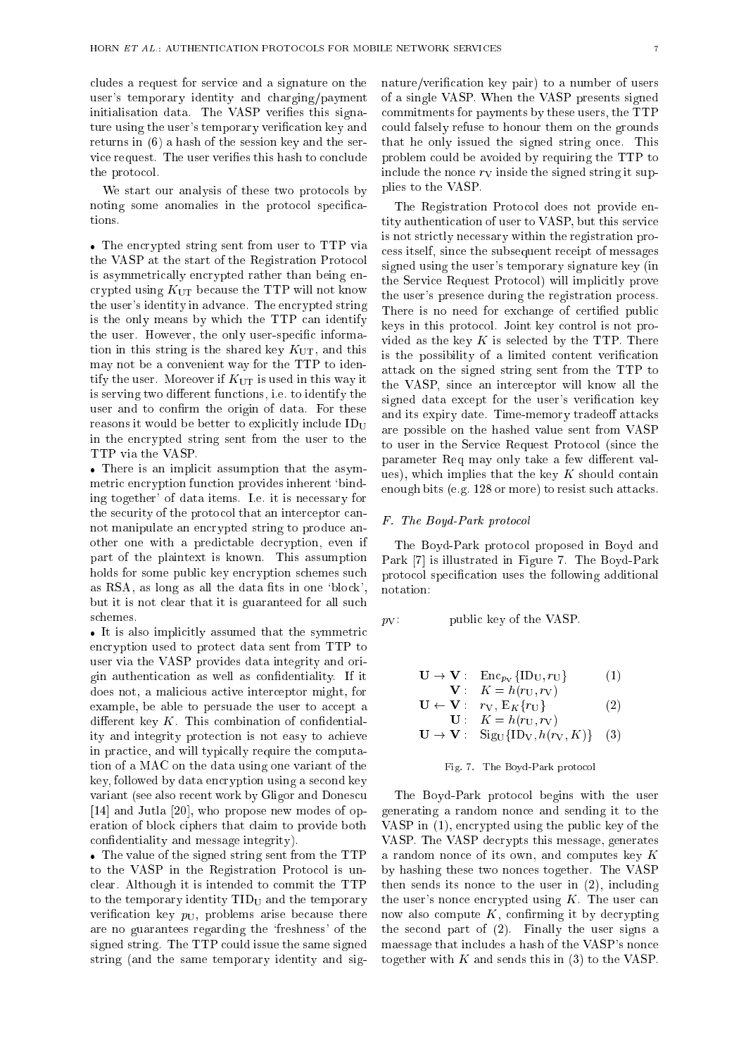cludes a request for service and a signature on the user's temporary identity and charging/payment initialisation data. The VASP verifies this signature using the user's temporary verification key and returns in (6) a hash of the session key and the service request. The user verifies this hash to conclude the protocol.

We start our analysis of these two protocols by noting some anomalies in the protocol specifications.

- The encrypted string sent from user to TTP via the VASP at the start of the Registration Protocol is asymmetrically encrypted rather than being encrypted using $K_{\mathrm{UT}}$ because the TTP will not know the user's identity in advance. The encrypted string is the only means by which the TTP can identify the user. However, the only user-specific information in this string is the shared key $K_{\mathrm{UT}}$, and this may not be a convenient way for the TTP to identify the user. Moreover if $K_{\mathrm{UT}}$ is used in this way it is serving two different functions, i.e. to identify the user and to confirm the origin of data. For these reasons it would be better to explicitly include $\mathrm{ID_U}$ in the encrypted string sent from the user to the TTP via the VASP.
- There is an implicit assumption that the asymmetric encryption function provides inherent 'binding together' of data items. I.e. it is necessary for the security of the protocol that an interceptor cannot manipulate an encrypted string to produce another one with a predictable decryption, even if part of the plaintext is known. This assumption holds for some public key encryption schemes such as RSA, as long as all the data fits in one 'block', but it is not clear that it is guaranteed for all such schemes.
- It is also implicitly assumed that the symmetric encryption used to protect data sent from TTP to user via the VASP provides data integrity and origin authentication as well as confidentiality. If it does not, a malicious active interceptor might, for example, be able to persuade the user to accept a different key $K$. This combination of confidentiality and integrity protection is not easy to achieve in practice, and will typically require the computation of a MAC on the data using one variant of the key, followed by data encryption using a second key variant (see also recent work by Gligor and Donescu [14] and Jutla [20], who propose new modes of operation of block ciphers that claim to provide both confidentiality and message integrity).
- The value of the signed string sent from the TTP to the VASP in the Registration Protocol is unclear. Although it is intended to commit the TTP to the temporary identity $\mathrm{TID_U}$ and the temporary verification key $p_{\mathrm{U}}$, problems arise because there are no guarantees regarding the 'freshness' of the signed string. The TTP could issue the same signed string (and the same temporary identity and signature/verification key pair) to a number of users of a single VASP. When the VASP presents signed commitments for payments by these users, the TTP could falsely refuse to honour them on the grounds that he only issued the signed string once. This problem could be avoided by requiring the TTP to include the nonce $r_{\mathrm{V}}$ inside the signed string it supplies to the VASP.

The Registration Protocol does not provide entity authentication of user to VASP, but this service is not strictly necessary within the registration process itself, since the subsequent receipt of messages signed using the user's temporary signature key (in the Service Request Protocol) will implicitly prove the user's presence during the registration process. There is no need for exchange of certified public keys in this protocol. Joint key control is not provided as the key $K$ is selected by the TTP. There is the possibility of a limited content verification attack on the signed string sent from the TTP to the VASP, since an interceptor will know all the signed data except for the user's verification key and its expiry date. Time-memory tradeoff attacks are possible on the hashed value sent from VASP to user in the Service Request Protocol (since the parameter Req may only take a few different values), which implies that the key $K$ should contain enough bits (e.g. 128 or more) to resist such attacks.

### F. The Boyd-Park protocol

The Boyd-Park protocol proposed in Boyd and Park [7] is illustrated in Figure 7. The Boyd-Park protocol specification uses the following additional notation:

$p_{\mathrm{V}}$: public key of the VASP.

$$
\begin{array}{lll}
\mathbf{U} \rightarrow \mathbf{V}: & \mathrm{Enc}_{p_{\mathrm{V}}}\{\mathrm{ID_U}, r_{\mathrm{U}}\} & (1) \\
\mathbf{V}: & K = h(r_{\mathrm{U}}, r_{\mathrm{V}}) & \\
\mathbf{U} \leftarrow \mathbf{V}: & r_{\mathrm{V}}, \mathrm{E}_K\{r_{\mathrm{U}}\} & (2) \\
\mathbf{U}: & K = h(r_{\mathrm{U}}, r_{\mathrm{V}}) & \\
\mathbf{U} \rightarrow \mathbf{V}: & \mathrm{Sig_U}\{\mathrm{ID_V}, h(r_{\mathrm{V}}, K)\} & (3)
\end{array}
$$

Fig. 7. The Boyd-Park protocol

The Boyd-Park protocol begins with the user generating a random nonce and sending it to the VASP in (1), encrypted using the public key of the VASP. The VASP decrypts this message, generates a random nonce of its own, and computes key $K$ by hashing these two nonces together. The VASP then sends its nonce to the user in (2), including the user's nonce encrypted using $K$. The user can now also compute $K$, confirming it by decrypting the second part of (2). Finally the user signs a maessage that includes a hash of the VASP's nonce together with $K$ and sends this in (3) to the VASP.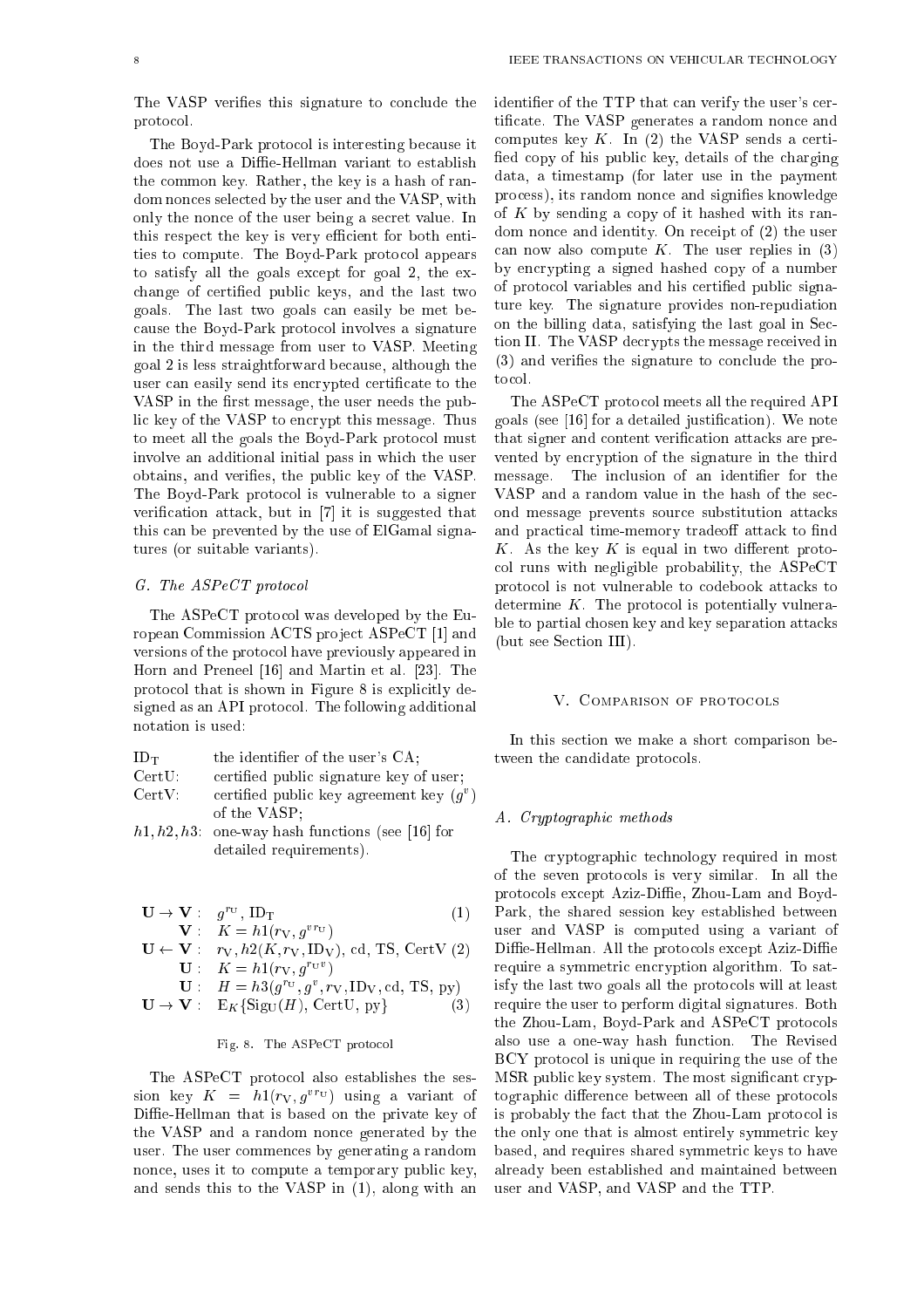The VASP verifies this signature to conclude the protocol.

The Boyd-Park protocol is interesting because it does not use a Diffie-Hellman variant to establish the common key. Rather, the key is a hash of random nonces selected by the user and the VASP, with only the nonce of the user being a secret value. In this respect the key is very efficient for both entities to compute. The Boyd-Park protocol appears to satisfy all the goals except for goal 2, the exchange of certified public keys, and the last two goals. The last two goals can easily be met because the Boyd-Park protocol involves a signature in the third message from user to VASP. Meeting goal 2 is less straightforward because, although the user can easily send its encrypted certificate to the VASP in the first message, the user needs the public key of the VASP to encrypt this message. Thus to meet all the goals the Boyd-Park protocol must involve an additional initial pass in which the user obtains, and verifies, the public key of the VASP. The Boyd-Park protocol is vulnerable to a signer verification attack, but in [7] it is suggested that this can be prevented by the use of ElGamal signatures (or suitable variants).

### G. The ASPeCT protocol

The ASPeCT protocol was developed by the European Commission ACTS project ASPeCT [1] and versions of the protocol have previously appeared in Horn and Preneel [16] and Martin et al. [23]. The protocol that is shown in Figure 8 is explicitly designed as an API protocol. The following additional notation is used:

- $\mathrm{ID_T}$ — the identifier of the user's CA;
- CertU: — certified public signature key of user;
- CertV: — certified public key agreement key ($g^v$) of the VASP;
- $h1, h2, h3$: — one-way hash functions (see [16] for detailed requirements).

$$
\begin{array}{lll}
\mathbf{U} \rightarrow \mathbf{V}: & g^{r_\mathrm{U}}, \mathrm{ID_T} & (1)\\
\mathbf{V}: & K = h1(r_\mathrm{V}, g^{v\, r_\mathrm{U}}) & \\
\mathbf{U} \leftarrow \mathbf{V}: & r_\mathrm{V}, h2(K, r_\mathrm{V}, \mathrm{ID_V}), \mathrm{cd}, \mathrm{TS}, \mathrm{CertV} & (2)\\
\mathbf{U}: & K = h1(r_\mathrm{V}, g^{r_\mathrm{U} v}) & \\
\mathbf{U}: & H = h3(g^{r_\mathrm{U}}, g^v, r_\mathrm{V}, \mathrm{ID_V}, \mathrm{cd}, \mathrm{TS}, \mathrm{py}) & \\
\mathbf{U} \rightarrow \mathbf{V}: & \mathrm{E}_K\{\mathrm{Sig_U}(H), \mathrm{CertU}, \mathrm{py}\} & (3)
\end{array}
$$

Fig. 8. The ASPeCT protocol

The ASPeCT protocol also establishes the session key $K = h1(r_\mathrm{V}, g^{v r_\mathrm{U}})$ using a variant of Diffie-Hellman that is based on the private key of the VASP and a random nonce generated by the user. The user commences by generating a random nonce, uses it to compute a temporary public key, and sends this to the VASP in (1), along with an identifier of the TTP that can verify the user's certificate. The VASP generates a random nonce and computes key $K$. In (2) the VASP sends a certified copy of his public key, details of the charging data, a timestamp (for later use in the payment process), its random nonce and signifies knowledge of $K$ by sending a copy of it hashed with its random nonce and identity. On receipt of (2) the user can now also compute $K$. The user replies in (3) by encrypting a signed hashed copy of a number of protocol variables and his certified public signature key. The signature provides non-repudiation on the billing data, satisfying the last goal in Section II. The VASP decrypts the message received in (3) and verifies the signature to conclude the protocol.

The ASPeCT protocol meets all the required API goals (see [16] for a detailed justification). We note that signer and content verification attacks are prevented by encryption of the signature in the third message. The inclusion of an identifier for the VASP and a random value in the hash of the second message prevents source substitution attacks and practical time-memory tradeoff attack to find $K$. As the key $K$ is equal in two different protocol runs with negligible probability, the ASPeCT protocol is not vulnerable to codebook attacks to determine $K$. The protocol is potentially vulnerable to partial chosen key and key separation attacks (but see Section III).

## V. Comparison of protocols

In this section we make a short comparison between the candidate protocols.

### A. Cryptographic methods

The cryptographic technology required in most of the seven protocols is very similar. In all the protocols except Aziz-Diffie, Zhou-Lam and Boyd-Park, the shared session key established between user and VASP is computed using a variant of Diffie-Hellman. All the protocols except Aziz-Diffie require a symmetric encryption algorithm. To satisfy the last two goals all the protocols will at least require the user to perform digital signatures. Both the Zhou-Lam, Boyd-Park and ASPeCT protocols also use a one-way hash function. The Revised BCY protocol is unique in requiring the use of the MSR public key system. The most significant cryptographic difference between all of these protocols is probably the fact that the Zhou-Lam protocol is the only one that is almost entirely symmetric key based, and requires shared symmetric keys to have already been established and maintained between user and VASP, and VASP and the TTP.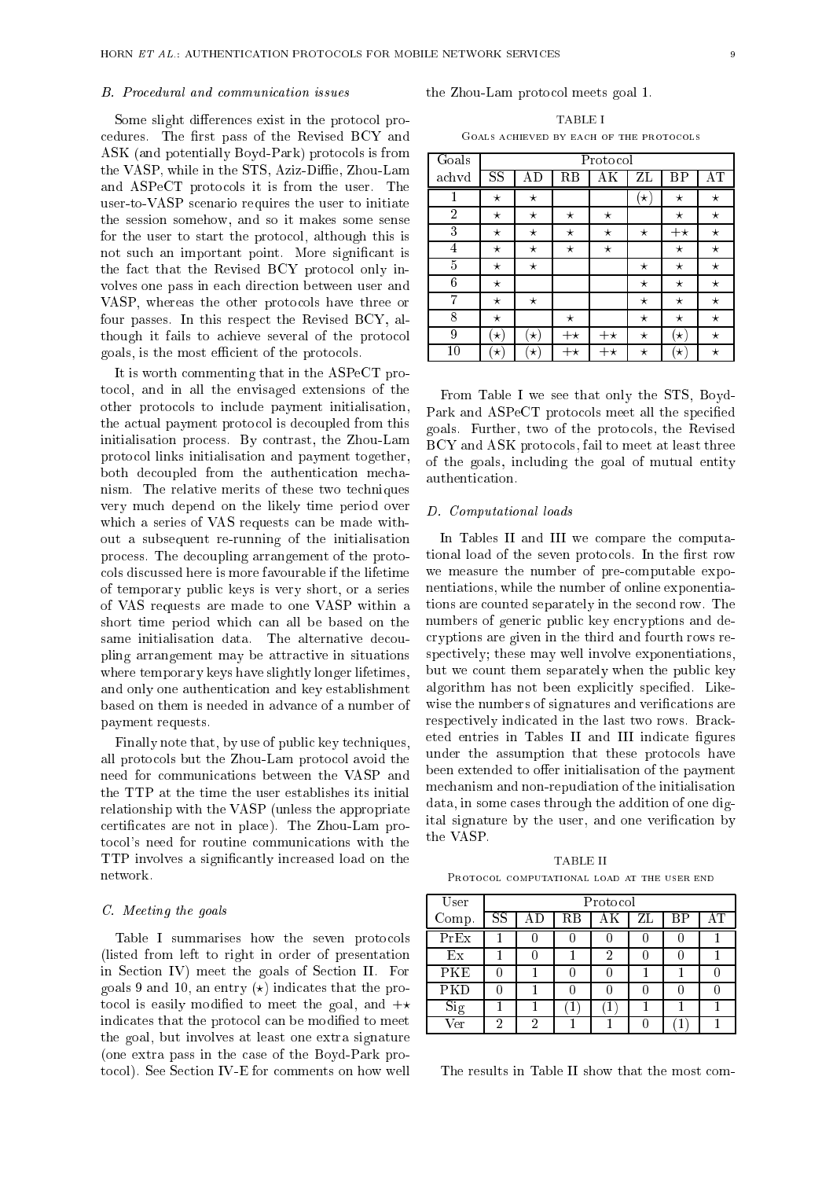### B. Procedural and communication issues

Some slight differences exist in the protocol procedures. The first pass of the Revised BCY and ASK (and potentially Boyd-Park) protocols is from the VASP, while in the STS, Aziz-Diffie, Zhou-Lam and ASPeCT protocols it is from the user. The user-to-VASP scenario requires the user to initiate the session somehow, and so it makes some sense for the user to start the protocol, although this is not such an important point. More significant is the fact that the Revised BCY protocol only involves one pass in each direction between user and VASP, whereas the other protocols have three or four passes. In this respect the Revised BCY, although it fails to achieve several of the protocol goals, is the most efficient of the protocols.

It is worth commenting that in the ASPeCT protocol, and in all the envisaged extensions of the other protocols to include payment initialisation, the actual payment protocol is decoupled from this initialisation process. By contrast, the Zhou-Lam protocol links initialisation and payment together, both decoupled from the authentication mechanism. The relative merits of these two techniques very much depend on the likely time period over which a series of VAS requests can be made without a subsequent re-running of the initialisation process. The decoupling arrangement of the protocols discussed here is more favourable if the lifetime of temporary public keys is very short, or a series of VAS requests are made to one VASP within a short time period which can all be based on the same initialisation data. The alternative decoupling arrangement may be attractive in situations where temporary keys have slightly longer lifetimes, and only one authentication and key establishment based on them is needed in advance of a number of payment requests.

Finally note that, by use of public key techniques, all protocols but the Zhou-Lam protocol avoid the need for communications between the VASP and the TTP at the time the user establishes its initial relationship with the VASP (unless the appropriate certificates are not in place). The Zhou-Lam protocol's need for routine communications with the TTP involves a significantly increased load on the network.

### C. Meeting the goals

Table I summarises how the seven protocols (listed from left to right in order of presentation in Section IV) meet the goals of Section II. For goals 9 and 10, an entry $(\star)$ indicates that the protocol is easily modified to meet the goal, and $+\star$ indicates that the protocol can be modified to meet the goal, but involves at least one extra signature (one extra pass in the case of the Boyd-Park protocol). See Section IV-E for comments on how well the Zhou-Lam protocol meets goal 1.

TABLE I
GOALS ACHIEVED BY EACH OF THE PROTOCOLS

| Goals | Protocol | | | | | | |
|---|---|---|---|---|---|---|---|
| achvd | SS | AD | RB | AK | ZL | BP | AT |
| 1 | $\star$ | $\star$ | | | $(\star)$ | $\star$ | $\star$ |
| 2 | $\star$ | $\star$ | $\star$ | $\star$ | | $\star$ | $\star$ |
| 3 | $\star$ | $\star$ | $\star$ | $\star$ | $\star$ | $+\star$ | $\star$ |
| 4 | $\star$ | $\star$ | $\star$ | $\star$ | | $\star$ | $\star$ |
| 5 | $\star$ | $\star$ | | | $\star$ | $\star$ | $\star$ |
| 6 | $\star$ | | | | $\star$ | $\star$ | $\star$ |
| 7 | $\star$ | $\star$ | | | $\star$ | $\star$ | $\star$ |
| 8 | $\star$ | | $\star$ | | $\star$ | $\star$ | $\star$ |
| 9 | $(\star)$ | $(\star)$ | $+\star$ | $+\star$ | $\star$ | $(\star)$ | $\star$ |
| 10 | $(\star)$ | $(\star)$ | $+\star$ | $+\star$ | $\star$ | $(\star)$ | $\star$ |

From Table I we see that only the STS, Boyd-Park and ASPeCT protocols meet all the specified goals. Further, two of the protocols, the Revised BCY and ASK protocols, fail to meet at least three of the goals, including the goal of mutual entity authentication.

### D. Computational loads

In Tables II and III we compare the computational load of the seven protocols. In the first row we measure the number of pre-computable exponentiations, while the number of online exponentiations are counted separately in the second row. The numbers of generic public key encryptions and decryptions are given in the third and fourth rows respectively; these may well involve exponentiations, but we count them separately when the public key algorithm has not been explicitly specified. Likewise the numbers of signatures and verifications are respectively indicated in the last two rows. Bracketed entries in Tables II and III indicate figures under the assumption that these protocols have been extended to offer initialisation of the payment mechanism and non-repudiation of the initialisation data, in some cases through the addition of one digital signature by the user, and one verification by the VASP.

TABLE II
PROTOCOL COMPUTATIONAL LOAD AT THE USER END

| User | Protocol | | | | | | |
|---|---|---|---|---|---|---|---|
| Comp. | SS | AD | RB | AK | ZL | BP | AT |
| PrEx | 1 | 0 | 0 | 0 | 0 | 0 | 1 |
| Ex | 1 | 0 | 1 | 2 | 0 | 0 | 1 |
| PKE | 0 | 1 | 0 | 0 | 1 | 1 | 0 |
| PKD | 0 | 1 | 0 | 0 | 0 | 0 | 0 |
| Sig | 1 | 1 | (1) | (1) | 1 | 1 | 1 |
| Ver | 2 | 2 | 1 | 1 | 0 | (1) | 1 |

The results in Table II show that the most com-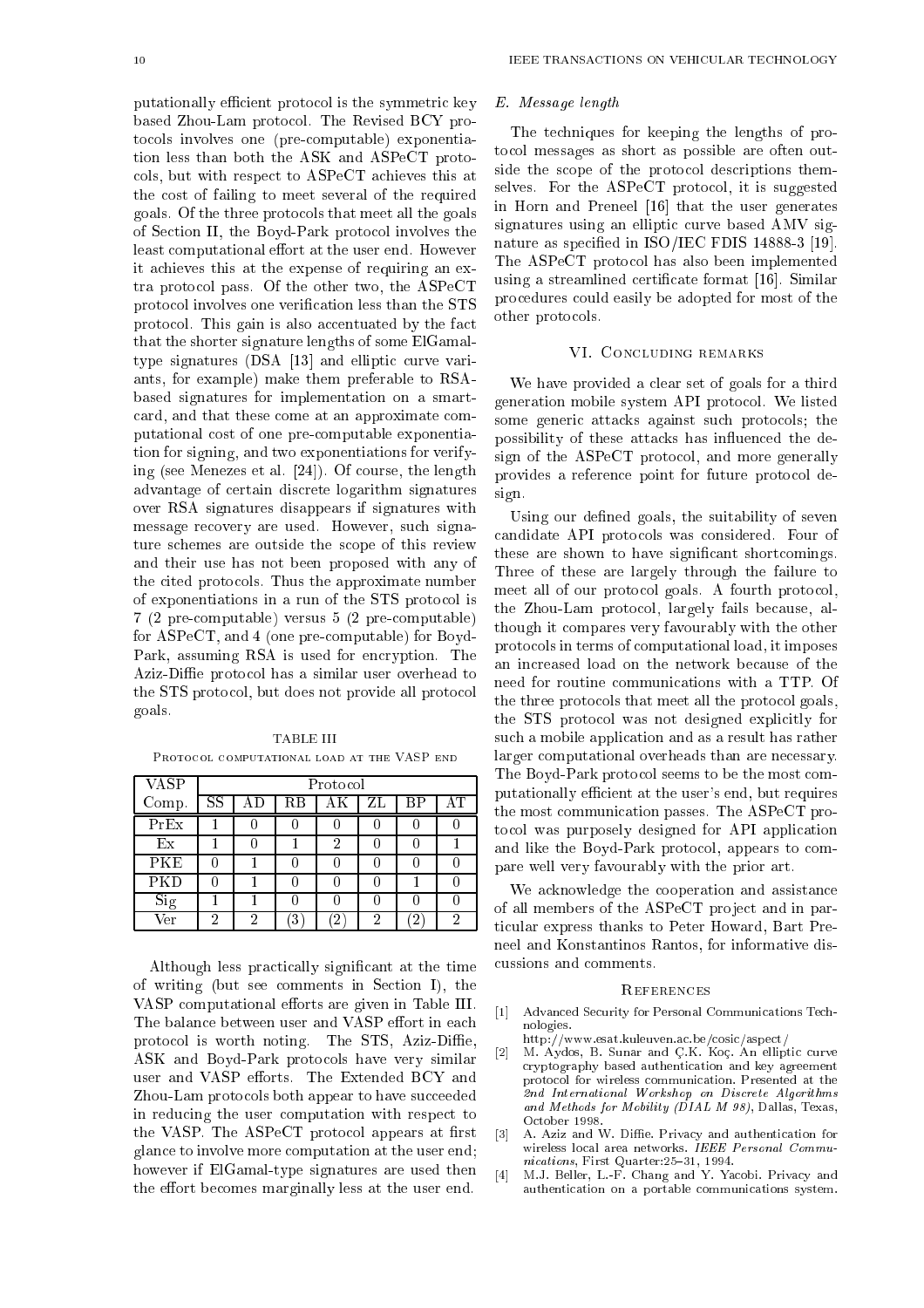putationally efficient protocol is the symmetric key based Zhou-Lam protocol. The Revised BCY protocols involves one (pre-computable) exponentiation less than both the ASK and ASPeCT protocols, but with respect to ASPeCT achieves this at the cost of failing to meet several of the required goals. Of the three protocols that meet all the goals of Section II, the Boyd-Park protocol involves the least computational effort at the user end. However it achieves this at the expense of requiring an extra protocol pass. Of the other two, the ASPeCT protocol involves one verification less than the STS protocol. This gain is also accentuated by the fact that the shorter signature lengths of some ElGamal-type signatures (DSA [13] and elliptic curve variants, for example) make them preferable to RSA-based signatures for implementation on a smartcard, and that these come at an approximate computational cost of one pre-computable exponentiation for signing, and two exponentiations for verifying (see Menezes et al. [24]). Of course, the length advantage of certain discrete logarithm signatures over RSA signatures disappears if signatures with message recovery are used. However, such signature schemes are outside the scope of this review and their use has not been proposed with any of the cited protocols. Thus the approximate number of exponentiations in a run of the STS protocol is 7 (2 pre-computable) versus 5 (2 pre-computable) for ASPeCT, and 4 (one pre-computable) for Boyd-Park, assuming RSA is used for encryption. The Aziz-Diffie protocol has a similar user overhead to the STS protocol, but does not provide all protocol goals.

TABLE III

Protocol computational load at the VASP end

| VASP Comp. | Protocol | | | | | | |
|---|---|---|---|---|---|---|---|
| | SS | AD | RB | AK | ZL | BP | AT |
| PrEx | 1 | 0 | 0 | 0 | 0 | 0 | 0 |
| Ex | 1 | 0 | 1 | 2 | 0 | 0 | 1 |
| PKE | 0 | 1 | 0 | 0 | 0 | 0 | 0 |
| PKD | 0 | 1 | 0 | 0 | 0 | 1 | 0 |
| Sig | 1 | 1 | 0 | 0 | 0 | 0 | 0 |
| Ver | 2 | 2 | (3) | (2) | 2 | (2) | 2 |

Although less practically significant at the time of writing (but see comments in Section I), the VASP computational efforts are given in Table III. The balance between user and VASP effort in each protocol is worth noting. The STS, Aziz-Diffie, ASK and Boyd-Park protocols have very similar user and VASP efforts. The Extended BCY and Zhou-Lam protocols both appear to have succeeded in reducing the user computation with respect to the VASP. The ASPeCT protocol appears at first glance to involve more computation at the user end; however if ElGamal-type signatures are used then the effort becomes marginally less at the user end.

### E. Message length

The techniques for keeping the lengths of protocol messages as short as possible are often outside the scope of the protocol descriptions themselves. For the ASPeCT protocol, it is suggested in Horn and Preneel [16] that the user generates signatures using an elliptic curve based AMV signature as specified in ISO/IEC FDIS 14888-3 [19]. The ASPeCT protocol has also been implemented using a streamlined certificate format [16]. Similar procedures could easily be adopted for most of the other protocols.

## VI. Concluding remarks

We have provided a clear set of goals for a third generation mobile system API protocol. We listed some generic attacks against such protocols; the possibility of these attacks has influenced the design of the ASPeCT protocol, and more generally provides a reference point for future protocol design.

Using our defined goals, the suitability of seven candidate API protocols was considered. Four of these are shown to have significant shortcomings. Three of these are largely through the failure to meet all of our protocol goals. A fourth protocol, the Zhou-Lam protocol, largely fails because, although it compares very favourably with the other protocols in terms of computational load, it imposes an increased load on the network because of the need for routine communications with a TTP. Of the three protocols that meet all the protocol goals, the STS protocol was not designed explicitly for such a mobile application and as a result has rather larger computational overheads than are necessary. The Boyd-Park protocol seems to be the most computationally efficient at the user's end, but requires the most communication passes. The ASPeCT protocol was purposely designed for API application and like the Boyd-Park protocol, appears to compare well very favourably with the prior art.

We acknowledge the cooperation and assistance of all members of the ASPeCT project and in particular express thanks to Peter Howard, Bart Preneel and Konstantinos Rantos, for informative discussions and comments.

## References

[1] Advanced Security for Personal Communications Technologies. http://www.esat.kuleuven.ac.be/cosic/aspect/

[2] M. Aydos, B. Sunar and Ç.K. Koç. An elliptic curve cryptography based authentication and key agreement protocol for wireless communication. Presented at the *2nd International Workshop on Discrete Algorithms and Methods for Mobility (DIAL M 98)*, Dallas, Texas, October 1998.

[3] A. Aziz and W. Diffie. Privacy and authentication for wireless local area networks. *IEEE Personal Communications*, First Quarter:25–31, 1994.

[4] M.J. Beller, L.-F. Chang and Y. Yacobi. Privacy and authentication on a portable communications system.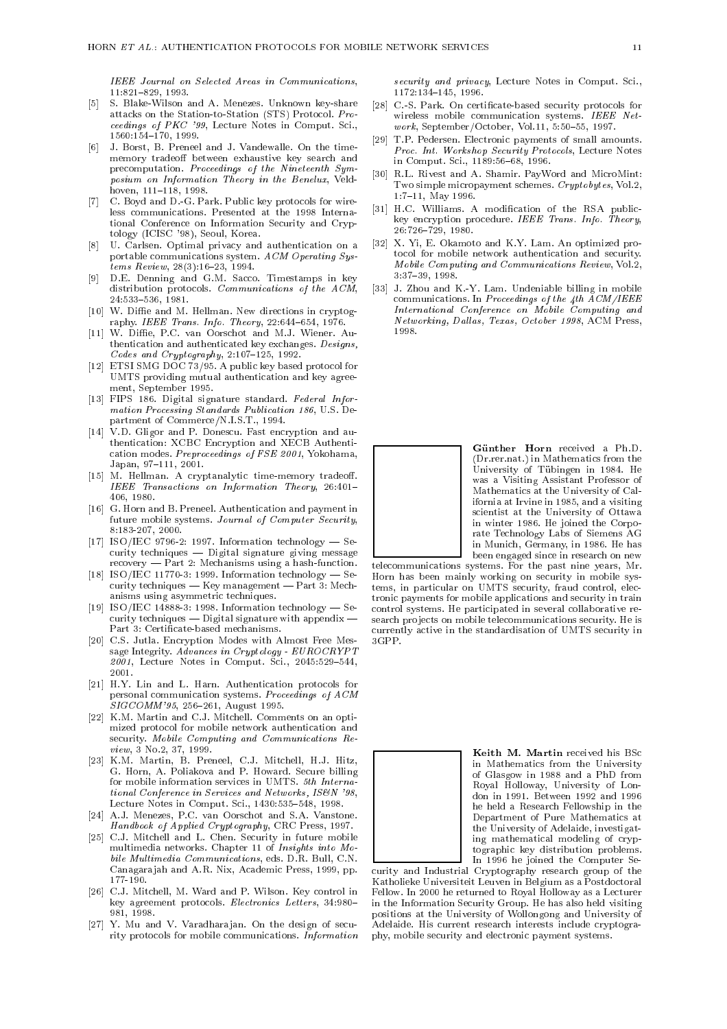*IEEE Journal on Selected Areas in Communications*, 11:821–829, 1993.

[5] S. Blake-Wilson and A. Menezes. Unknown key-share attacks on the Station-to-Station (STS) Protocol. *Proceedings of PKC '99*, Lecture Notes in Comput. Sci., 1560:154–170, 1999.

[6] J. Borst, B. Preneel and J. Vandewalle. On the time-memory tradeoff between exhaustive key search and precomputation. *Proceedings of the Nineteenth Symposium on Information Theory in the Benelux*, Veldhoven, 111–118, 1998.

[7] C. Boyd and D.-G. Park. Public key protocols for wireless communications. Presented at the 1998 International Conference on Information Security and Cryptology (ICISC '98), Seoul, Korea.

[8] U. Carlsen. Optimal privacy and authentication on a portable communications system. *ACM Operating Systems Review*, 28(3):16–23, 1994.

[9] D.E. Denning and G.M. Sacco. Timestamps in key distribution protocols. *Communications of the ACM*, 24:533–536, 1981.

[10] W. Diffie and M. Hellman. New directions in cryptography. *IEEE Trans. Info. Theory*, 22:644–654, 1976.

[11] W. Diffie, P.C. van Oorschot and M.J. Wiener. Authentication and authenticated key exchanges. *Designs, Codes and Cryptography*, 2:107–125, 1992.

[12] ETSI SMG DOC 73/95. A public key based protocol for UMTS providing mutual authentication and key agreement, September 1995.

[13] FIPS 186. Digital signature standard. *Federal Information Processing Standards Publication 186*, U.S. Department of Commerce/N.I.S.T., 1994.

[14] V.D. Gligor and P. Donescu. Fast encryption and authentication: XCBC Encryption and XECB Authentication modes. *Preproceedings of FSE 2001*, Yokohama, Japan, 97–111, 2001.

[15] M. Hellman. A cryptanalytic time-memory tradeoff. *IEEE Transactions on Information Theory*, 26:401–406, 1980.

[16] G. Horn and B. Preneel. Authentication and payment in future mobile systems. *Journal of Computer Security*, 8:183-207, 2000.

[17] ISO/IEC 9796-2: 1997. Information technology — Security techniques — Digital signature giving message recovery — Part 2: Mechanisms using a hash-function.

[18] ISO/IEC 11770-3: 1999. Information technology — Security techniques — Key management — Part 3: Mechanisms using asymmetric techniques.

[19] ISO/IEC 14888-3: 1998. Information technology — Security techniques — Digital signature with appendix — Part 3: Certificate-based mechanisms.

[20] C.S. Jutla. Encryption Modes with Almost Free Message Integrity. *Advances in Cryptology - EUROCRYPT 2001*, Lecture Notes in Comput. Sci., 2045:529–544, 2001.

[21] H.Y. Lin and L. Harn. Authentication protocols for personal communication systems. *Proceedings of ACM SIGCOMM'95*, 256–261, August 1995.

[22] K.M. Martin and C.J. Mitchell. Comments on an optimized protocol for mobile network authentication and security. *Mobile Computing and Communications Review*, 3 No.2, 37, 1999.

[23] K.M. Martin, B. Preneel, C.J. Mitchell, H.J. Hitz, G. Horn, A. Poliakova and P. Howard. Secure billing for mobile information services in UMTS. *5th International Conference in Services and Networks, IS&N '98*, Lecture Notes in Comput. Sci., 1430:535–548, 1998.

[24] A.J. Menezes, P.C. van Oorschot and S.A. Vanstone. *Handbook of Applied Cryptography*, CRC Press, 1997.

[25] C.J. Mitchell and L. Chen. Security in future mobile multimedia networks. Chapter 11 of *Insights into Mobile Multimedia Communications*, eds. D.R. Bull, C.N. Canagarajah and A.R. Nix, Academic Press, 1999, pp. 177-190.

[26] C.J. Mitchell, M. Ward and P. Wilson. Key control in key agreement protocols. *Electronics Letters*, 34:980–981, 1998.

[27] Y. Mu and V. Varadharajan. On the design of security protocols for mobile communications. *Information security and privacy*, Lecture Notes in Comput. Sci., 1172:134–145, 1996.

[28] C.-S. Park. On certificate-based security protocols for wireless mobile communication systems. *IEEE Network*, September/October, Vol.11, 5:50–55, 1997.

[29] T.P. Pedersen. Electronic payments of small amounts. *Proc. Int. Workshop Security Protocols*, Lecture Notes in Comput. Sci., 1189:56–68, 1996.

[30] R.L. Rivest and A. Shamir. PayWord and MicroMint: Two simple micropayment schemes. *Cryptobytes*, Vol.2, 1:7–11, May 1996.

[31] H.C. Williams. A modification of the RSA public-key encryption procedure. *IEEE Trans. Info. Theory*, 26:726–729, 1980.

[32] X. Yi, E. Okamoto and K.Y. Lam. An optimized protocol for mobile network authentication and security. *Mobile Computing and Communications Review*, Vol.2, 3:37–39, 1998.

[33] J. Zhou and K.-Y. Lam. Undeniable billing in mobile communications. In *Proceedings of the 4th ACM/IEEE International Conference on Mobile Computing and Networking, Dallas, Texas, October 1998*, ACM Press, 1998.

**Günther Horn** received a Ph.D. (Dr.rer.nat.) in Mathematics from the University of Tübingen in 1984. He was a Visiting Assistant Professor of Mathematics at the University of California at Irvine in 1985, and a visiting scientist at the University of Ottawa in winter 1986. He joined the Corporate Technology Labs of Siemens AG in Munich, Germany, in 1986. He has been engaged since in research on new telecommunications systems. For the past nine years, Mr. Horn has been mainly working on security in mobile systems, in particular on UMTS security, fraud control, electronic payments for mobile applications and security in train control systems. He participated in several collaborative research projects on mobile telecommunications security. He is currently active in the standardisation of UMTS security in 3GPP.

**Keith M. Martin** received his BSc in Mathematics from the University of Glasgow in 1988 and a PhD from Royal Holloway, University of London in 1991. Between 1992 and 1996 he held a Research Fellowship in the Department of Pure Mathematics at the University of Adelaide, investigating mathematical modeling of cryptographic key distribution problems. In 1996 he joined the Computer Security and Industrial Cryptography research group of the Katholieke Universiteit Leuven in Belgium as a Postdoctoral Fellow. In 2000 he returned to Royal Holloway as a Lecturer in the Information Security Group. He has also held visiting positions at the University of Wollongong and University of Adelaide. His current research interests include cryptography, mobile security and electronic payment systems.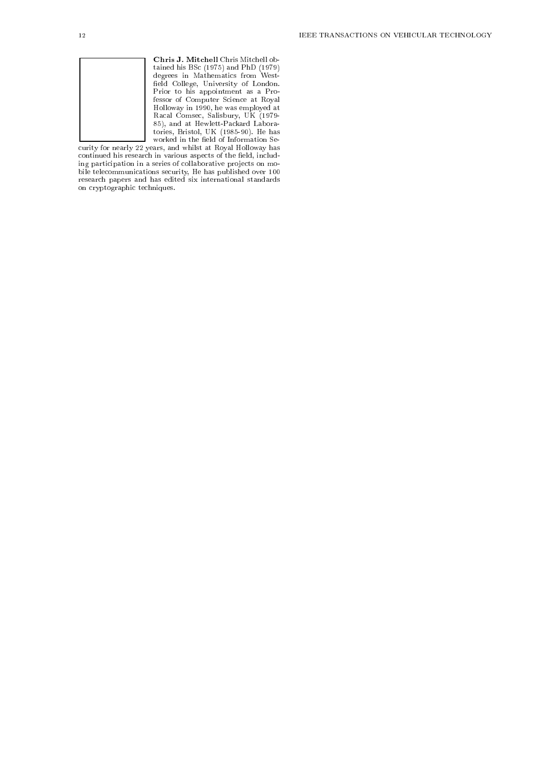**Chris J. Mitchell** Chris Mitchell obtained his BSc (1975) and PhD (1979) degrees in Mathematics from Westfield College, University of London. Prior to his appointment as a Professor of Computer Science at Royal Holloway in 1990, he was employed at Racal Comsec, Salisbury, UK (1979-85), and at Hewlett-Packard Laboratories, Bristol, UK (1985-90). He has worked in the field of Information Security for nearly 22 years, and whilst at Royal Holloway has continued his research in various aspects of the field, including participation in a series of collaborative projects on mobile telecommunications security, He has published over 100 research papers and has edited six international standards on cryptographic techniques.